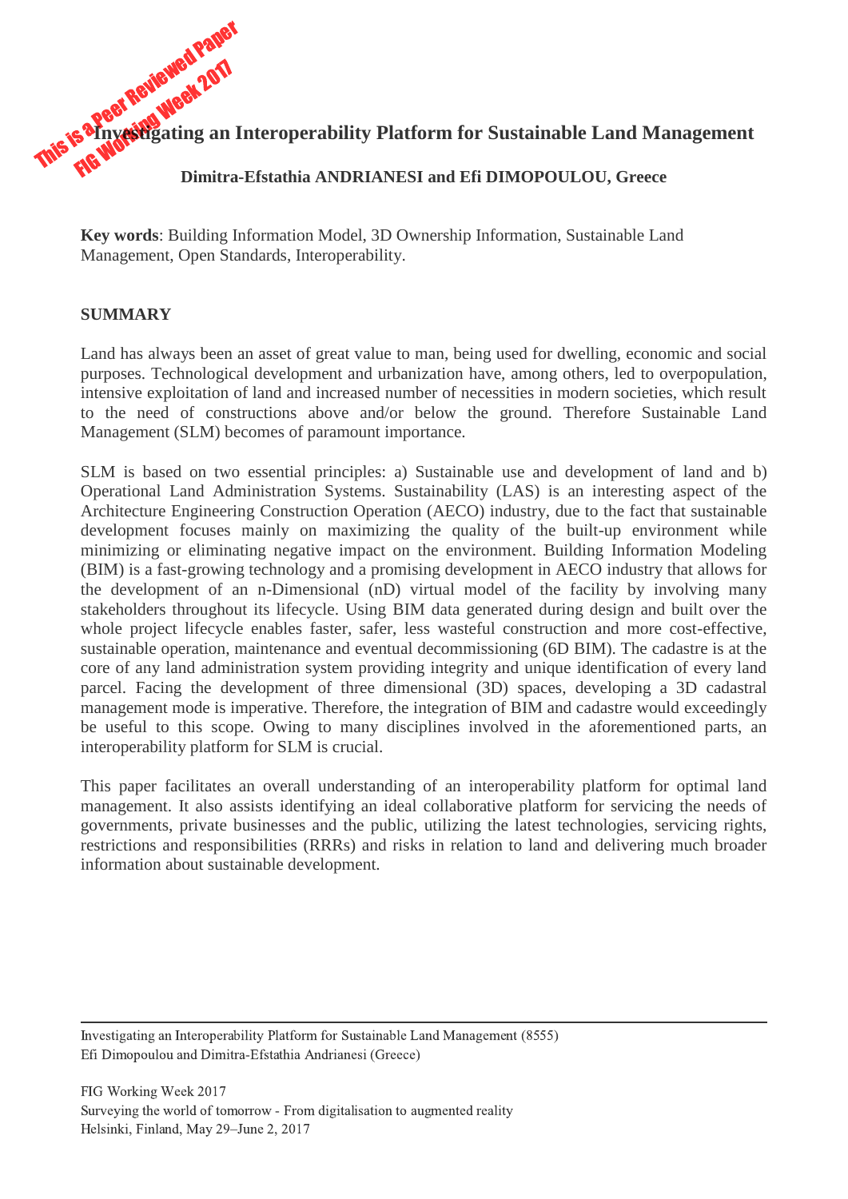This is a Peer Reviewed Paper
FIG Working Week 2017

# Investigating an Interoperability Platform for Sustainable Land Management

**Dimitra-Efstathia ANDRIANESI and Efi DIMOPOULOU, Greece**

**Key words**: Building Information Model, 3D Ownership Information, Sustainable Land Management, Open Standards, Interoperability.

## SUMMARY

Land has always been an asset of great value to man, being used for dwelling, economic and social purposes. Technological development and urbanization have, among others, led to overpopulation, intensive exploitation of land and increased number of necessities in modern societies, which result to the need of constructions above and/or below the ground. Therefore Sustainable Land Management (SLM) becomes of paramount importance.

SLM is based on two essential principles: a) Sustainable use and development of land and b) Operational Land Administration Systems. Sustainability (LAS) is an interesting aspect of the Architecture Engineering Construction Operation (AECO) industry, due to the fact that sustainable development focuses mainly on maximizing the quality of the built-up environment while minimizing or eliminating negative impact on the environment. Building Information Modeling (BIM) is a fast-growing technology and a promising development in AECO industry that allows for the development of an n-Dimensional (nD) virtual model of the facility by involving many stakeholders throughout its lifecycle. Using BIM data generated during design and built over the whole project lifecycle enables faster, safer, less wasteful construction and more cost-effective, sustainable operation, maintenance and eventual decommissioning (6D BIM). The cadastre is at the core of any land administration system providing integrity and unique identification of every land parcel. Facing the development of three dimensional (3D) spaces, developing a 3D cadastral management mode is imperative. Therefore, the integration of BIM and cadastre would exceedingly be useful to this scope. Owing to many disciplines involved in the aforementioned parts, an interoperability platform for SLM is crucial.

This paper facilitates an overall understanding of an interoperability platform for optimal land management. It also assists identifying an ideal collaborative platform for servicing the needs of governments, private businesses and the public, utilizing the latest technologies, servicing rights, restrictions and responsibilities (RRRs) and risks in relation to land and delivering much broader information about sustainable development.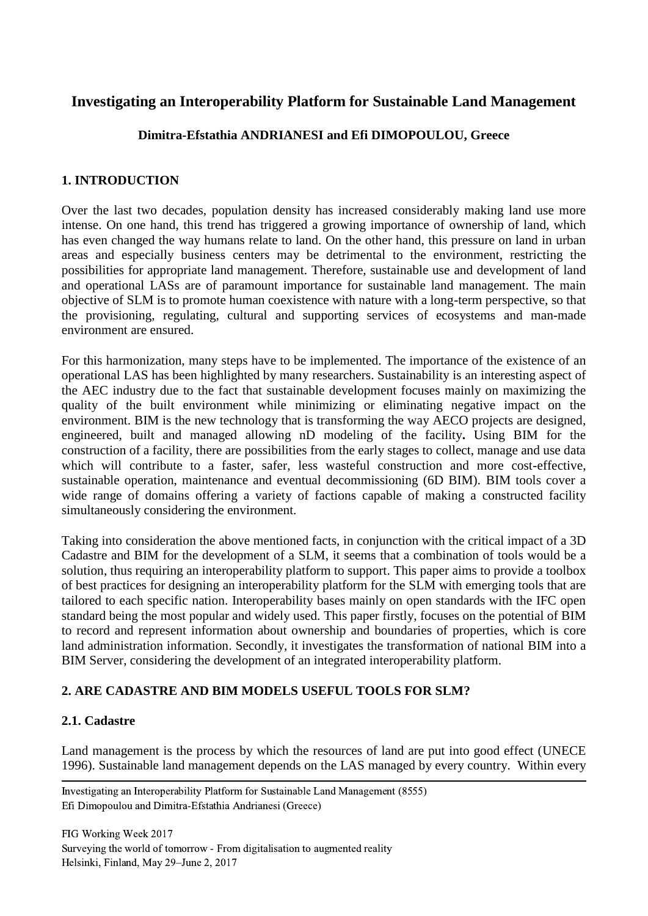# Investigating an Interoperability Platform for Sustainable Land Management

**Dimitra-Efstathia ANDRIANESI and Efi DIMOPOULOU, Greece**

## 1. INTRODUCTION

Over the last two decades, population density has increased considerably making land use more intense. On one hand, this trend has triggered a growing importance of ownership of land, which has even changed the way humans relate to land. On the other hand, this pressure on land in urban areas and especially business centers may be detrimental to the environment, restricting the possibilities for appropriate land management. Therefore, sustainable use and development of land and operational LASs are of paramount importance for sustainable land management. The main objective of SLM is to promote human coexistence with nature with a long-term perspective, so that the provisioning, regulating, cultural and supporting services of ecosystems and man-made environment are ensured.

For this harmonization, many steps have to be implemented. The importance of the existence of an operational LAS has been highlighted by many researchers. Sustainability is an interesting aspect of the AEC industry due to the fact that sustainable development focuses mainly on maximizing the quality of the built environment while minimizing or eliminating negative impact on the environment. BIM is the new technology that is transforming the way AECO projects are designed, engineered, built and managed allowing nD modeling of the facility**.** Using BIM for the construction of a facility, there are possibilities from the early stages to collect, manage and use data which will contribute to a faster, safer, less wasteful construction and more cost-effective, sustainable operation, maintenance and eventual decommissioning (6D BIM). BIM tools cover a wide range of domains offering a variety of factions capable of making a constructed facility simultaneously considering the environment.

Taking into consideration the above mentioned facts, in conjunction with the critical impact of a 3D Cadastre and BIM for the development of a SLM, it seems that a combination of tools would be a solution, thus requiring an interoperability platform to support. This paper aims to provide a toolbox of best practices for designing an interoperability platform for the SLM with emerging tools that are tailored to each specific nation. Interoperability bases mainly on open standards with the IFC open standard being the most popular and widely used. This paper firstly, focuses on the potential of BIM to record and represent information about ownership and boundaries of properties, which is core land administration information. Secondly, it investigates the transformation of national BIM into a BIM Server, considering the development of an integrated interoperability platform.

## 2. ARE CADASTRE AND BIM MODELS USEFUL TOOLS FOR SLM?

### 2.1. Cadastre

Land management is the process by which the resources of land are put into good effect (UNECE 1996). Sustainable land management depends on the LAS managed by every country. Within every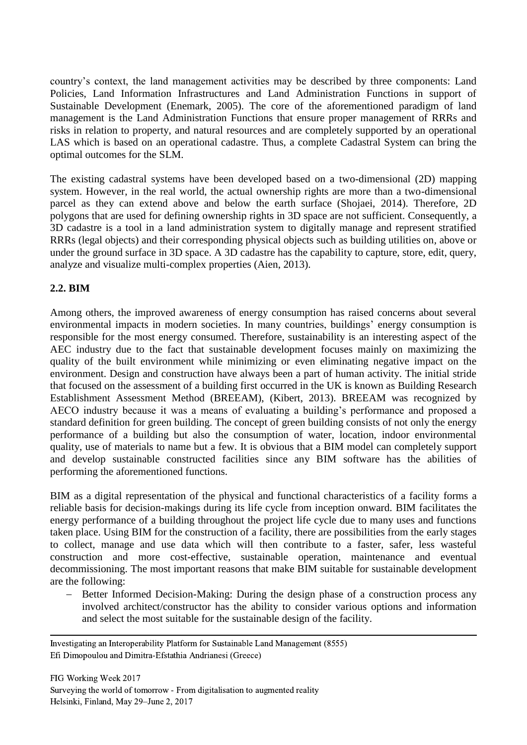country's context, the land management activities may be described by three components: Land Policies, Land Information Infrastructures and Land Administration Functions in support of Sustainable Development (Enemark, 2005). The core of the aforementioned paradigm of land management is the Land Administration Functions that ensure proper management of RRRs and risks in relation to property, and natural resources and are completely supported by an operational LAS which is based on an operational cadastre. Thus, a complete Cadastral System can bring the optimal outcomes for the SLM.

The existing cadastral systems have been developed based on a two-dimensional (2D) mapping system. However, in the real world, the actual ownership rights are more than a two-dimensional parcel as they can extend above and below the earth surface (Shojaei, 2014). Therefore, 2D polygons that are used for defining ownership rights in 3D space are not sufficient. Consequently, a 3D cadastre is a tool in a land administration system to digitally manage and represent stratified RRRs (legal objects) and their corresponding physical objects such as building utilities on, above or under the ground surface in 3D space. A 3D cadastre has the capability to capture, store, edit, query, analyze and visualize multi-complex properties (Aien, 2013).

### 2.2. BIM

Among others, the improved awareness of energy consumption has raised concerns about several environmental impacts in modern societies. In many countries, buildings' energy consumption is responsible for the most energy consumed. Therefore, sustainability is an interesting aspect of the AEC industry due to the fact that sustainable development focuses mainly on maximizing the quality of the built environment while minimizing or even eliminating negative impact on the environment. Design and construction have always been a part of human activity. The initial stride that focused on the assessment of a building first occurred in the UK is known as Building Research Establishment Assessment Method (BREEAM), (Kibert, 2013). BREEAM was recognized by AECO industry because it was a means of evaluating a building's performance and proposed a standard definition for green building. The concept of green building consists of not only the energy performance of a building but also the consumption of water, location, indoor environmental quality, use of materials to name but a few. It is obvious that a BIM model can completely support and develop sustainable constructed facilities since any BIM software has the abilities of performing the aforementioned functions.

BIM as a digital representation of the physical and functional characteristics of a facility forms a reliable basis for decision-makings during its life cycle from inception onward. BIM facilitates the energy performance of a building throughout the project life cycle due to many uses and functions taken place. Using BIM for the construction of a facility, there are possibilities from the early stages to collect, manage and use data which will then contribute to a faster, safer, less wasteful construction and more cost-effective, sustainable operation, maintenance and eventual decommissioning. The most important reasons that make BIM suitable for sustainable development are the following:

- Better Informed Decision-Making: During the design phase of a construction process any involved architect/constructor has the ability to consider various options and information and select the most suitable for the sustainable design of the facility.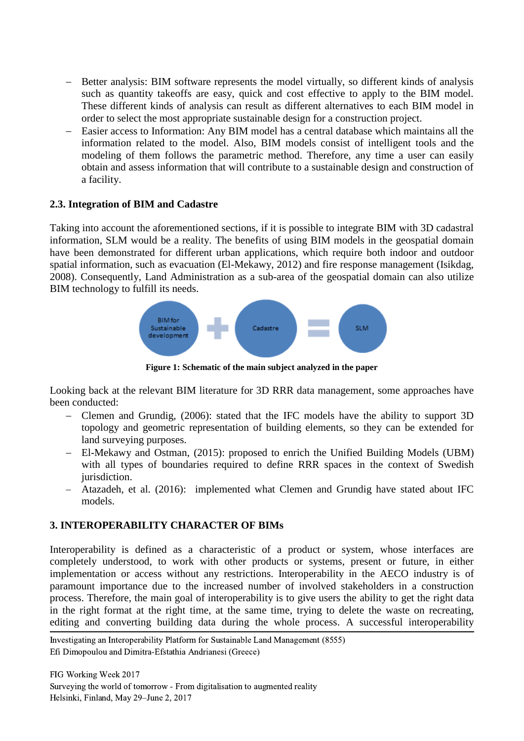- Better analysis: BIM software represents the model virtually, so different kinds of analysis such as quantity takeoffs are easy, quick and cost effective to apply to the BIM model. These different kinds of analysis can result as different alternatives to each BIM model in order to select the most appropriate sustainable design for a construction project.
- Easier access to Information: Any BIM model has a central database which maintains all the information related to the model. Also, BIM models consist of intelligent tools and the modeling of them follows the parametric method. Therefore, any time a user can easily obtain and assess information that will contribute to a sustainable design and construction of a facility.

### 2.3. Integration of BIM and Cadastre

Taking into account the aforementioned sections, if it is possible to integrate BIM with 3D cadastral information, SLM would be a reality. The benefits of using BIM models in the geospatial domain have been demonstrated for different urban applications, which require both indoor and outdoor spatial information, such as evacuation (El-Mekawy, 2012) and fire response management (Isikdag, 2008). Consequently, Land Administration as a sub-area of the geospatial domain can also utilize BIM technology to fulfill its needs.

BIM for Sustainable development + Cadastre = SLM

**Figure 1: Schematic of the main subject analyzed in the paper**

Looking back at the relevant BIM literature for 3D RRR data management, some approaches have been conducted:

- Clemen and Grundig, (2006): stated that the IFC models have the ability to support 3D topology and geometric representation of building elements, so they can be extended for land surveying purposes.
- El-Mekawy and Ostman, (2015): proposed to enrich the Unified Building Models (UBM) with all types of boundaries required to define RRR spaces in the context of Swedish jurisdiction.
- Atazadeh, et al. (2016): implemented what Clemen and Grundig have stated about IFC models.

## 3. INTEROPERABILITY CHARACTER OF BIMs

Interoperability is defined as a characteristic of a product or system, whose interfaces are completely understood, to work with other products or systems, present or future, in either implementation or access without any restrictions. Interoperability in the AECO industry is of paramount importance due to the increased number of involved stakeholders in a construction process. Therefore, the main goal of interoperability is to give users the ability to get the right data in the right format at the right time, at the same time, trying to delete the waste on recreating, editing and converting building data during the whole process. A successful interoperability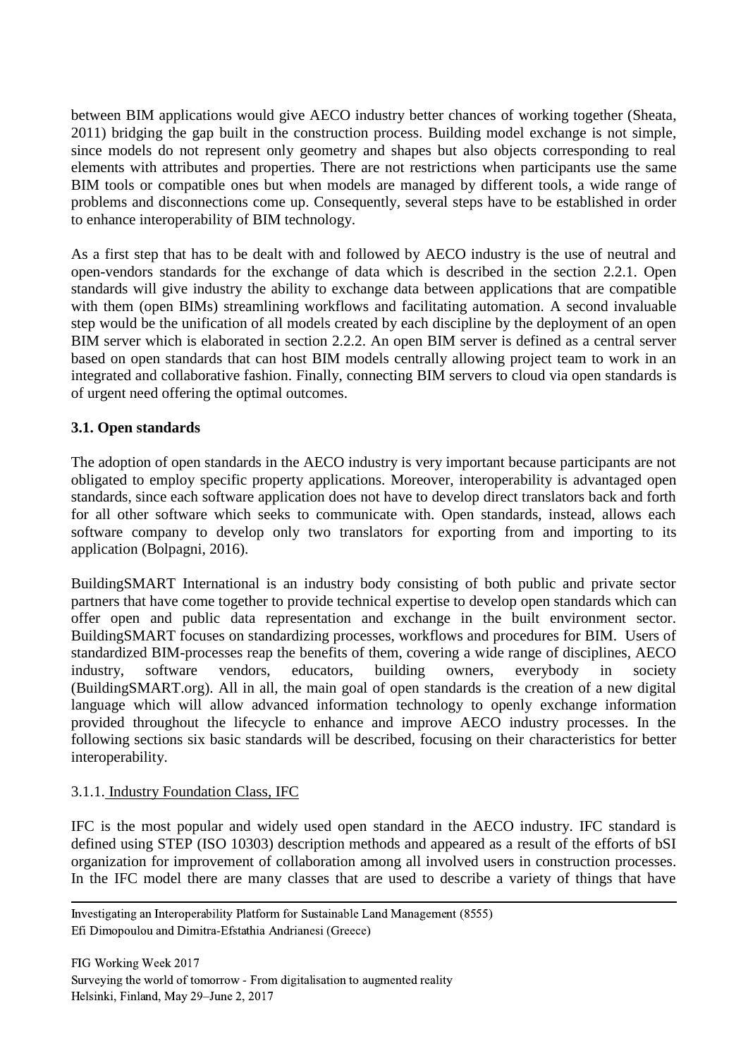between BIM applications would give AECO industry better chances of working together (Sheata, 2011) bridging the gap built in the construction process. Building model exchange is not simple, since models do not represent only geometry and shapes but also objects corresponding to real elements with attributes and properties. There are not restrictions when participants use the same BIM tools or compatible ones but when models are managed by different tools, a wide range of problems and disconnections come up. Consequently, several steps have to be established in order to enhance interoperability of BIM technology.

As a first step that has to be dealt with and followed by AECO industry is the use of neutral and open-vendors standards for the exchange of data which is described in the section 2.2.1. Open standards will give industry the ability to exchange data between applications that are compatible with them (open BIMs) streamlining workflows and facilitating automation. A second invaluable step would be the unification of all models created by each discipline by the deployment of an open BIM server which is elaborated in section 2.2.2. An open BIM server is defined as a central server based on open standards that can host BIM models centrally allowing project team to work in an integrated and collaborative fashion. Finally, connecting BIM servers to cloud via open standards is of urgent need offering the optimal outcomes.

### 3.1. Open standards

The adoption of open standards in the AECO industry is very important because participants are not obligated to employ specific property applications. Moreover, interoperability is advantaged open standards, since each software application does not have to develop direct translators back and forth for all other software which seeks to communicate with. Open standards, instead, allows each software company to develop only two translators for exporting from and importing to its application (Bolpagni, 2016).

BuildingSMART International is an industry body consisting of both public and private sector partners that have come together to provide technical expertise to develop open standards which can offer open and public data representation and exchange in the built environment sector. BuildingSMART focuses on standardizing processes, workflows and procedures for BIM. Users of standardized BIM-processes reap the benefits of them, covering a wide range of disciplines, AECO industry, software vendors, educators, building owners, everybody in society (BuildingSMART.org). All in all, the main goal of open standards is the creation of a new digital language which will allow advanced information technology to openly exchange information provided throughout the lifecycle to enhance and improve AECO industry processes. In the following sections six basic standards will be described, focusing on their characteristics for better interoperability.

#### 3.1.1. Industry Foundation Class, IFC

IFC is the most popular and widely used open standard in the AECO industry. IFC standard is defined using STEP (ISO 10303) description methods and appeared as a result of the efforts of bSI organization for improvement of collaboration among all involved users in construction processes. In the IFC model there are many classes that are used to describe a variety of things that have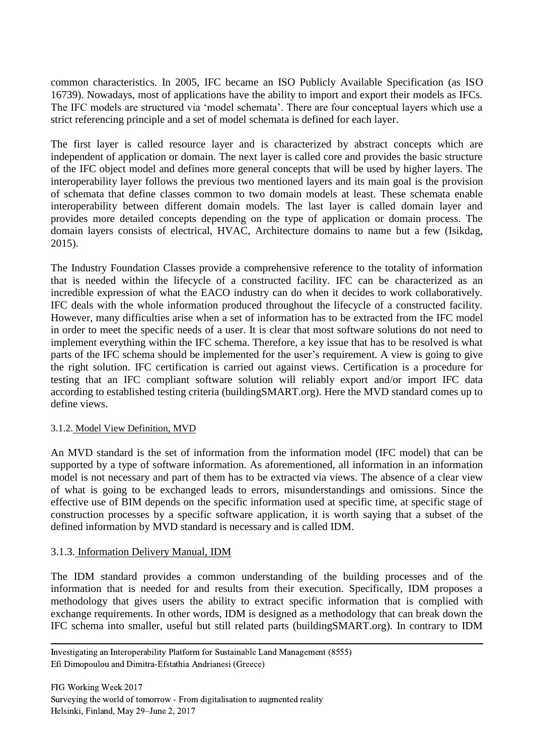common characteristics. In 2005, IFC became an ISO Publicly Available Specification (as ISO 16739). Nowadays, most of applications have the ability to import and export their models as IFCs. The IFC models are structured via 'model schemata'. There are four conceptual layers which use a strict referencing principle and a set of model schemata is defined for each layer.

The first layer is called resource layer and is characterized by abstract concepts which are independent of application or domain. The next layer is called core and provides the basic structure of the IFC object model and defines more general concepts that will be used by higher layers. The interoperability layer follows the previous two mentioned layers and its main goal is the provision of schemata that define classes common to two domain models at least. These schemata enable interoperability between different domain models. The last layer is called domain layer and provides more detailed concepts depending on the type of application or domain process. The domain layers consists of electrical, HVAC, Architecture domains to name but a few (Isikdag, 2015).

The Industry Foundation Classes provide a comprehensive reference to the totality of information that is needed within the lifecycle of a constructed facility. IFC can be characterized as an incredible expression of what the EACO industry can do when it decides to work collaboratively. IFC deals with the whole information produced throughout the lifecycle of a constructed facility. However, many difficulties arise when a set of information has to be extracted from the IFC model in order to meet the specific needs of a user. It is clear that most software solutions do not need to implement everything within the IFC schema. Therefore, a key issue that has to be resolved is what parts of the IFC schema should be implemented for the user's requirement. A view is going to give the right solution. IFC certification is carried out against views. Certification is a procedure for testing that an IFC compliant software solution will reliably export and/or import IFC data according to established testing criteria (buildingSMART.org). Here the MVD standard comes up to define views.

### 3.1.2. Model View Definition, MVD

An MVD standard is the set of information from the information model (IFC model) that can be supported by a type of software information. As aforementioned, all information in an information model is not necessary and part of them has to be extracted via views. The absence of a clear view of what is going to be exchanged leads to errors, misunderstandings and omissions. Since the effective use of BIM depends on the specific information used at specific time, at specific stage of construction processes by a specific software application, it is worth saying that a subset of the defined information by MVD standard is necessary and is called IDM.

### 3.1.3. Information Delivery Manual, IDM

The IDM standard provides a common understanding of the building processes and of the information that is needed for and results from their execution. Specifically, IDM proposes a methodology that gives users the ability to extract specific information that is complied with exchange requirements. In other words, IDM is designed as a methodology that can break down the IFC schema into smaller, useful but still related parts (buildingSMART.org). In contrary to IDM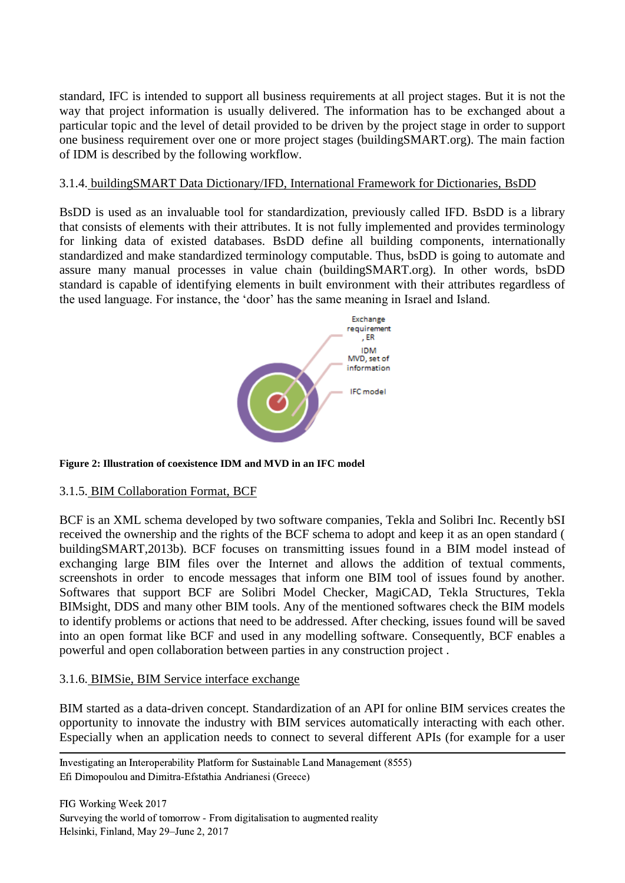standard, IFC is intended to support all business requirements at all project stages. But it is not the way that project information is usually delivered. The information has to be exchanged about a particular topic and the level of detail provided to be driven by the project stage in order to support one business requirement over one or more project stages (buildingSMART.org). The main faction of IDM is described by the following workflow.

### 3.1.4. buildingSMART Data Dictionary/IFD, International Framework for Dictionaries, BsDD

BsDD is used as an invaluable tool for standardization, previously called IFD. BsDD is a library that consists of elements with their attributes. It is not fully implemented and provides terminology for linking data of existed databases. BsDD define all building components, internationally standardized and make standardized terminology computable. Thus, bsDD is going to automate and assure many manual processes in value chain (buildingSMART.org). In other words, bsDD standard is capable of identifying elements in built environment with their attributes regardless of the used language. For instance, the 'door' has the same meaning in Israel and Island.

Exchange requirement , ER

IDM MVD, set of information

IFC model

**Figure 2: Illustration of coexistence IDM and MVD in an IFC model**

### 3.1.5. BIM Collaboration Format, BCF

BCF is an XML schema developed by two software companies, Tekla and Solibri Inc. Recently bSI received the ownership and the rights of the BCF schema to adopt and keep it as an open standard ( buildingSMART,2013b). BCF focuses on transmitting issues found in a BIM model instead of exchanging large BIM files over the Internet and allows the addition of textual comments, screenshots in order to encode messages that inform one BIM tool of issues found by another. Softwares that support BCF are Solibri Model Checker, MagiCAD, Tekla Structures, Tekla BIMsight, DDS and many other BIM tools. Any of the mentioned softwares check the BIM models to identify problems or actions that need to be addressed. After checking, issues found will be saved into an open format like BCF and used in any modelling software. Consequently, BCF enables a powerful and open collaboration between parties in any construction project .

### 3.1.6. BIMSie, BIM Service interface exchange

BIM started as a data-driven concept. Standardization of an API for online BIM services creates the opportunity to innovate the industry with BIM services automatically interacting with each other. Especially when an application needs to connect to several different APIs (for example for a user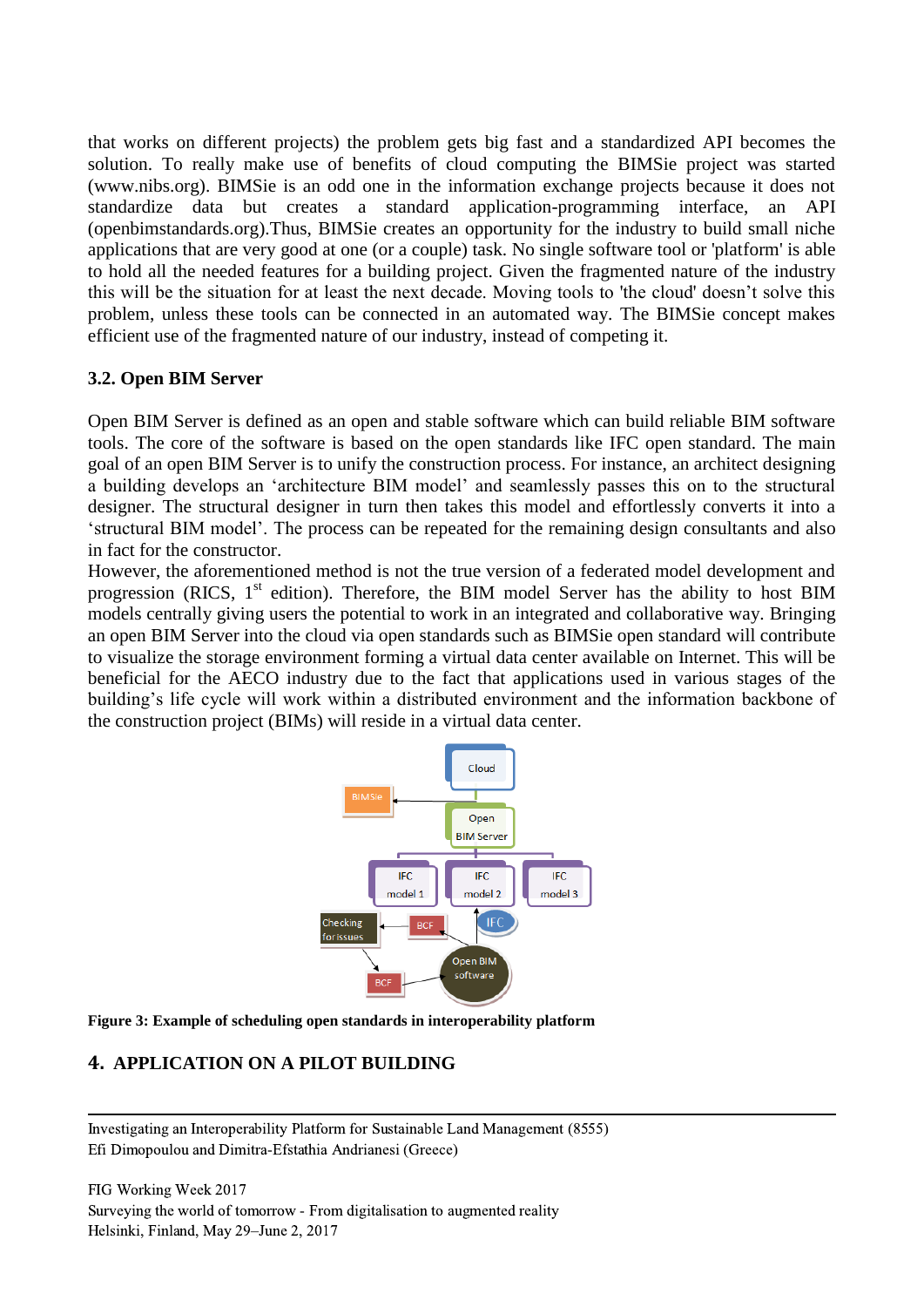that works on different projects) the problem gets big fast and a standardized API becomes the solution. To really make use of benefits of cloud computing the BIMSie project was started (www.nibs.org). BIMSie is an odd one in the information exchange projects because it does not standardize data but creates a standard application-programming interface, an API (openbimstandards.org).Thus, BIMSie creates an opportunity for the industry to build small niche applications that are very good at one (or a couple) task. No single software tool or 'platform' is able to hold all the needed features for a building project. Given the fragmented nature of the industry this will be the situation for at least the next decade. Moving tools to 'the cloud' doesn't solve this problem, unless these tools can be connected in an automated way. The BIMSie concept makes efficient use of the fragmented nature of our industry, instead of competing it.

### 3.2. Open BIM Server

Open BIM Server is defined as an open and stable software which can build reliable BIM software tools. The core of the software is based on the open standards like IFC open standard. The main goal of an open BIM Server is to unify the construction process. For instance, an architect designing a building develops an 'architecture BIM model' and seamlessly passes this on to the structural designer. The structural designer in turn then takes this model and effortlessly converts it into a 'structural BIM model'. The process can be repeated for the remaining design consultants and also in fact for the constructor.
However, the aforementioned method is not the true version of a federated model development and progression (RICS, 1st edition). Therefore, the BIM model Server has the ability to host BIM models centrally giving users the potential to work in an integrated and collaborative way. Bringing an open BIM Server into the cloud via open standards such as BIMSie open standard will contribute to visualize the storage environment forming a virtual data center available on Internet. This will be beneficial for the AECO industry due to the fact that applications used in various stages of the building's life cycle will work within a distributed environment and the information backbone of the construction project (BIMs) will reside in a virtual data center.

**Figure 3: Example of scheduling open standards in interoperability platform**

## 4. APPLICATION ON A PILOT BUILDING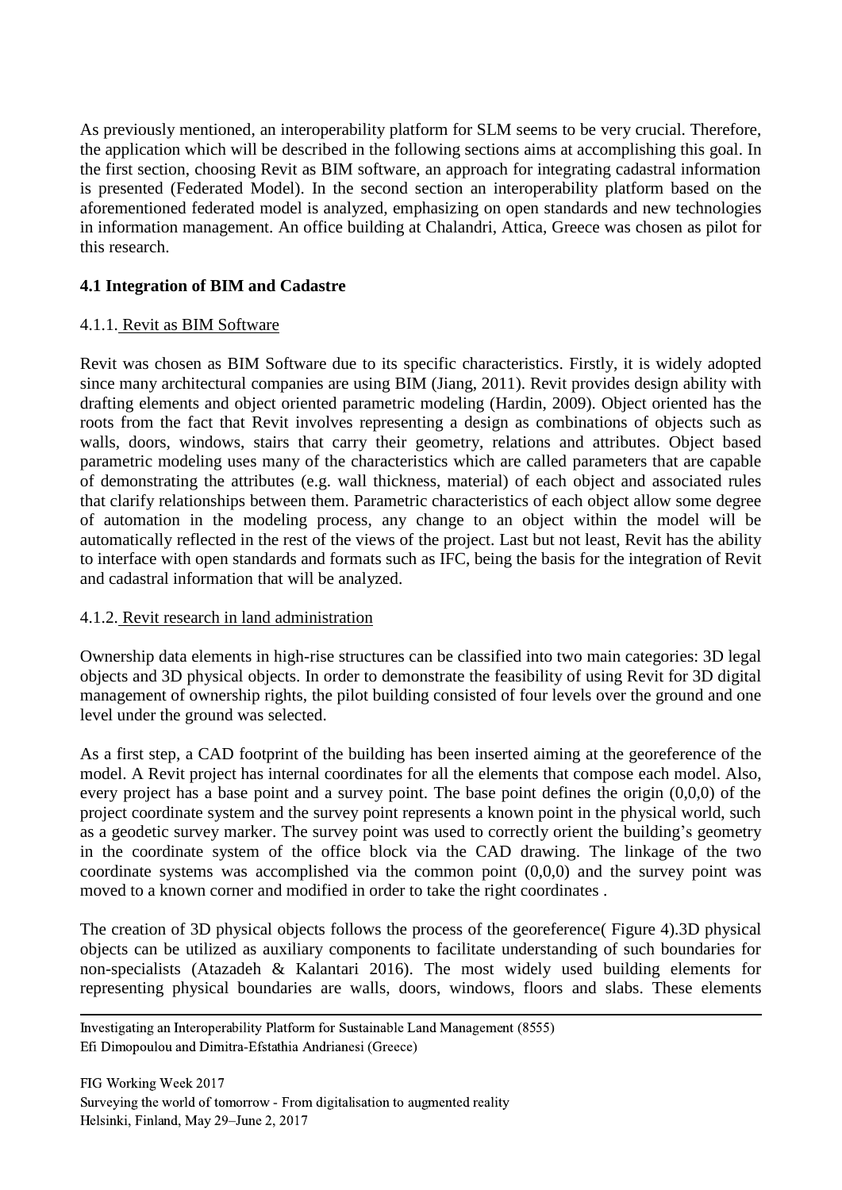As previously mentioned, an interoperability platform for SLM seems to be very crucial. Therefore, the application which will be described in the following sections aims at accomplishing this goal. In the first section, choosing Revit as BIM software, an approach for integrating cadastral information is presented (Federated Model). In the second section an interoperability platform based on the aforementioned federated model is analyzed, emphasizing on open standards and new technologies in information management. An office building at Chalandri, Attica, Greece was chosen as pilot for this research.

### 4.1 Integration of BIM and Cadastre

#### 4.1.1. Revit as BIM Software

Revit was chosen as BIM Software due to its specific characteristics. Firstly, it is widely adopted since many architectural companies are using BIM (Jiang, 2011). Revit provides design ability with drafting elements and object oriented parametric modeling (Hardin, 2009). Object oriented has the roots from the fact that Revit involves representing a design as combinations of objects such as walls, doors, windows, stairs that carry their geometry, relations and attributes. Object based parametric modeling uses many of the characteristics which are called parameters that are capable of demonstrating the attributes (e.g. wall thickness, material) of each object and associated rules that clarify relationships between them. Parametric characteristics of each object allow some degree of automation in the modeling process, any change to an object within the model will be automatically reflected in the rest of the views of the project. Last but not least, Revit has the ability to interface with open standards and formats such as IFC, being the basis for the integration of Revit and cadastral information that will be analyzed.

#### 4.1.2. Revit research in land administration

Ownership data elements in high-rise structures can be classified into two main categories: 3D legal objects and 3D physical objects. In order to demonstrate the feasibility of using Revit for 3D digital management of ownership rights, the pilot building consisted of four levels over the ground and one level under the ground was selected.

As a first step, a CAD footprint of the building has been inserted aiming at the georeference of the model. A Revit project has internal coordinates for all the elements that compose each model. Also, every project has a base point and a survey point. The base point defines the origin (0,0,0) of the project coordinate system and the survey point represents a known point in the physical world, such as a geodetic survey marker. The survey point was used to correctly orient the building's geometry in the coordinate system of the office block via the CAD drawing. The linkage of the two coordinate systems was accomplished via the common point (0,0,0) and the survey point was moved to a known corner and modified in order to take the right coordinates .

The creation of 3D physical objects follows the process of the georeference( Figure 4).3D physical objects can be utilized as auxiliary components to facilitate understanding of such boundaries for non-specialists (Atazadeh & Kalantari 2016). The most widely used building elements for representing physical boundaries are walls, doors, windows, floors and slabs. These elements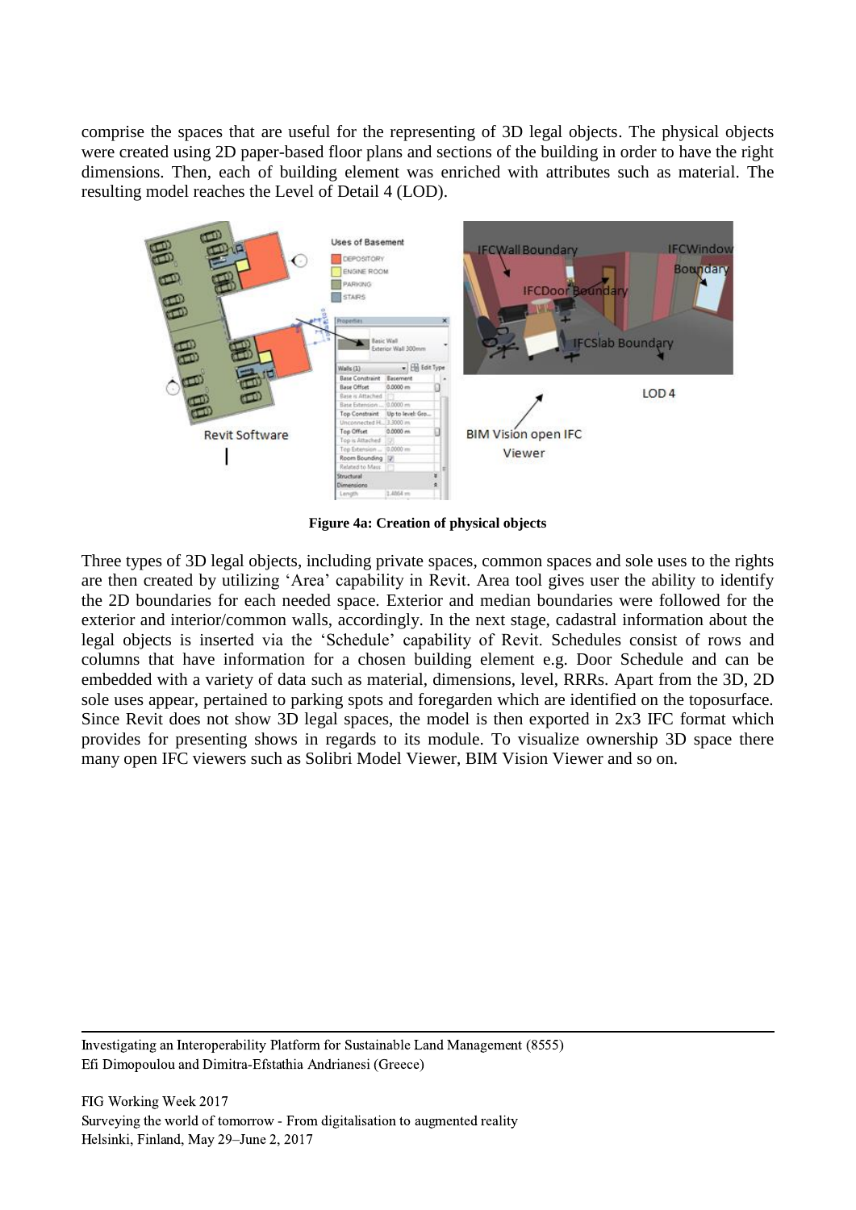comprise the spaces that are useful for the representing of 3D legal objects. The physical objects were created using 2D paper-based floor plans and sections of the building in order to have the right dimensions. Then, each of building element was enriched with attributes such as material. The resulting model reaches the Level of Detail 4 (LOD).

**Figure 4a: Creation of physical objects**

Three types of 3D legal objects, including private spaces, common spaces and sole uses to the rights are then created by utilizing 'Area' capability in Revit. Area tool gives user the ability to identify the 2D boundaries for each needed space. Exterior and median boundaries were followed for the exterior and interior/common walls, accordingly. In the next stage, cadastral information about the legal objects is inserted via the 'Schedule' capability of Revit. Schedules consist of rows and columns that have information for a chosen building element e.g. Door Schedule and can be embedded with a variety of data such as material, dimensions, level, RRRs. Apart from the 3D, 2D sole uses appear, pertained to parking spots and foregarden which are identified on the toposurface. Since Revit does not show 3D legal spaces, the model is then exported in 2x3 IFC format which provides for presenting shows in regards to its module. To visualize ownership 3D space there many open IFC viewers such as Solibri Model Viewer, BIM Vision Viewer and so on.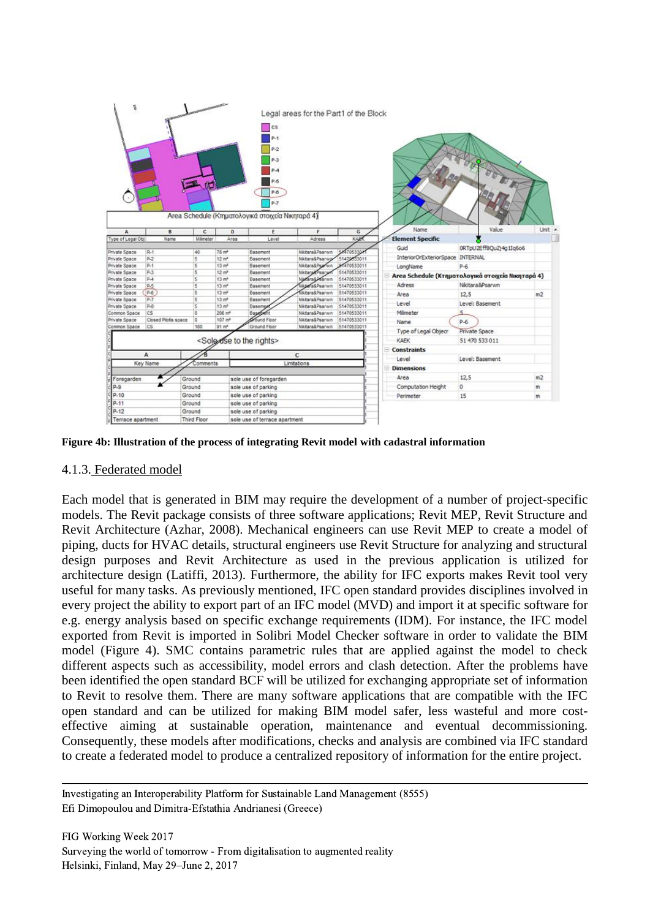**Figure 4b: Illustration of the process of integrating Revit model with cadastral information**

### 4.1.3. Federated model

Each model that is generated in BIM may require the development of a number of project-specific models. The Revit package consists of three software applications; Revit MEP, Revit Structure and Revit Architecture (Azhar, 2008). Mechanical engineers can use Revit MEP to create a model of piping, ducts for HVAC details, structural engineers use Revit Structure for analyzing and structural design purposes and Revit Architecture as used in the previous application is utilized for architecture design (Latiffi, 2013). Furthermore, the ability for IFC exports makes Revit tool very useful for many tasks. As previously mentioned, IFC open standard provides disciplines involved in every project the ability to export part of an IFC model (MVD) and import it at specific software for e.g. energy analysis based on specific exchange requirements (IDM). For instance, the IFC model exported from Revit is imported in Solibri Model Checker software in order to validate the BIM model (Figure 4). SMC contains parametric rules that are applied against the model to check different aspects such as accessibility, model errors and clash detection. After the problems have been identified the open standard BCF will be utilized for exchanging appropriate set of information to Revit to resolve them. There are many software applications that are compatible with the IFC open standard and can be utilized for making BIM model safer, less wasteful and more cost-effective aiming at sustainable operation, maintenance and eventual decommissioning. Consequently, these models after modifications, checks and analysis are combined via IFC standard to create a federated model to produce a centralized repository of information for the entire project.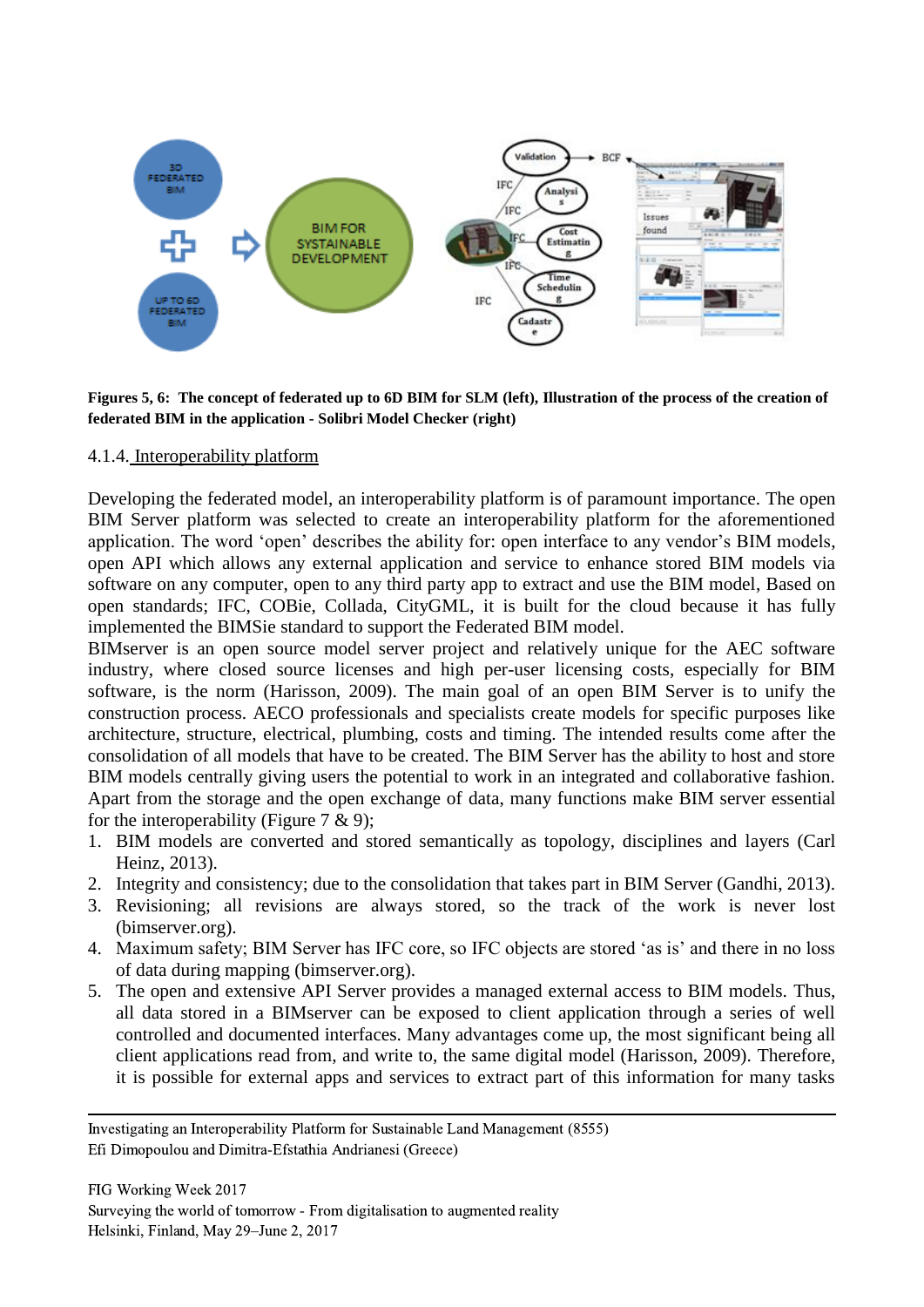**Figures 5, 6: The concept of federated up to 6D BIM for SLM (left), Illustration of the process of the creation of federated BIM in the application - Solibri Model Checker (right)**

4.1.4. Interoperability platform

Developing the federated model, an interoperability platform is of paramount importance. The open BIM Server platform was selected to create an interoperability platform for the aforementioned application. The word 'open' describes the ability for: open interface to any vendor's BIM models, open API which allows any external application and service to enhance stored BIM models via software on any computer, open to any third party app to extract and use the BIM model, Based on open standards; IFC, COBie, Collada, CityGML, it is built for the cloud because it has fully implemented the BIMSie standard to support the Federated BIM model.

BIMserver is an open source model server project and relatively unique for the AEC software industry, where closed source licenses and high per-user licensing costs, especially for BIM software, is the norm (Harisson, 2009). The main goal of an open BIM Server is to unify the construction process. AECO professionals and specialists create models for specific purposes like architecture, structure, electrical, plumbing, costs and timing. The intended results come after the consolidation of all models that have to be created. The BIM Server has the ability to host and store BIM models centrally giving users the potential to work in an integrated and collaborative fashion. Apart from the storage and the open exchange of data, many functions make BIM server essential for the interoperability (Figure 7 & 9);

1. BIM models are converted and stored semantically as topology, disciplines and layers (Carl Heinz, 2013).
2. Integrity and consistency; due to the consolidation that takes part in BIM Server (Gandhi, 2013).
3. Revisioning; all revisions are always stored, so the track of the work is never lost (bimserver.org).
4. Maximum safety; BIM Server has IFC core, so IFC objects are stored 'as is' and there in no loss of data during mapping (bimserver.org).
5. The open and extensive API Server provides a managed external access to BIM models. Thus, all data stored in a BIMserver can be exposed to client application through a series of well controlled and documented interfaces. Many advantages come up, the most significant being all client applications read from, and write to, the same digital model (Harisson, 2009). Therefore, it is possible for external apps and services to extract part of this information for many tasks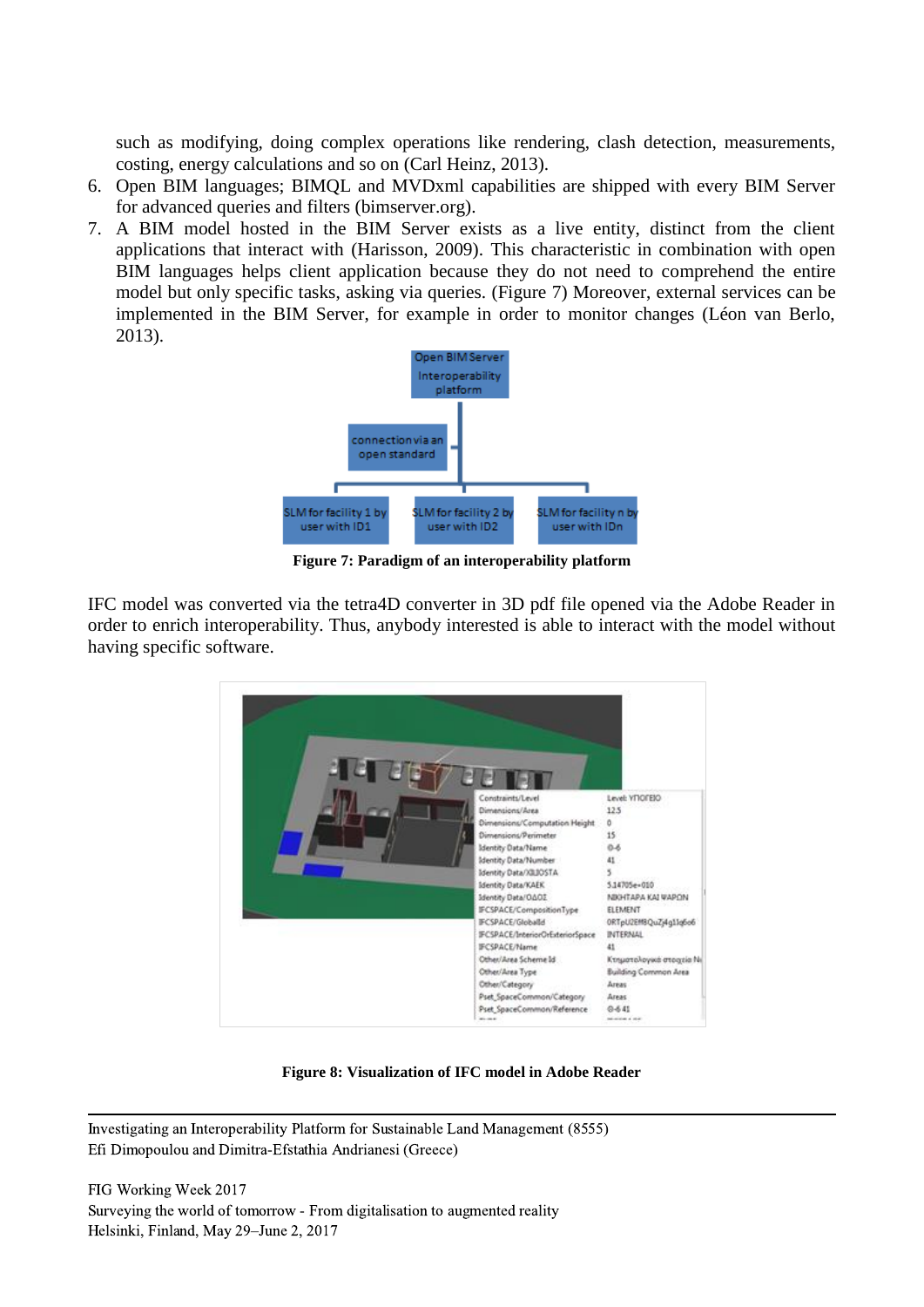such as modifying, doing complex operations like rendering, clash detection, measurements, costing, energy calculations and so on (Carl Heinz, 2013).

6. Open BIM languages; BIMQL and MVDxml capabilities are shipped with every BIM Server for advanced queries and filters (bimserver.org).
7. A BIM model hosted in the BIM Server exists as a live entity, distinct from the client applications that interact with (Harisson, 2009). This characteristic in combination with open BIM languages helps client application because they do not need to comprehend the entire model but only specific tasks, asking via queries. (Figure 7) Moreover, external services can be implemented in the BIM Server, for example in order to monitor changes (Léon van Berlo, 2013).

**Figure 7: Paradigm of an interoperability platform**

IFC model was converted via the tetra4D converter in 3D pdf file opened via the Adobe Reader in order to enrich interoperability. Thus, anybody interested is able to interact with the model without having specific software.

**Figure 8: Visualization of IFC model in Adobe Reader**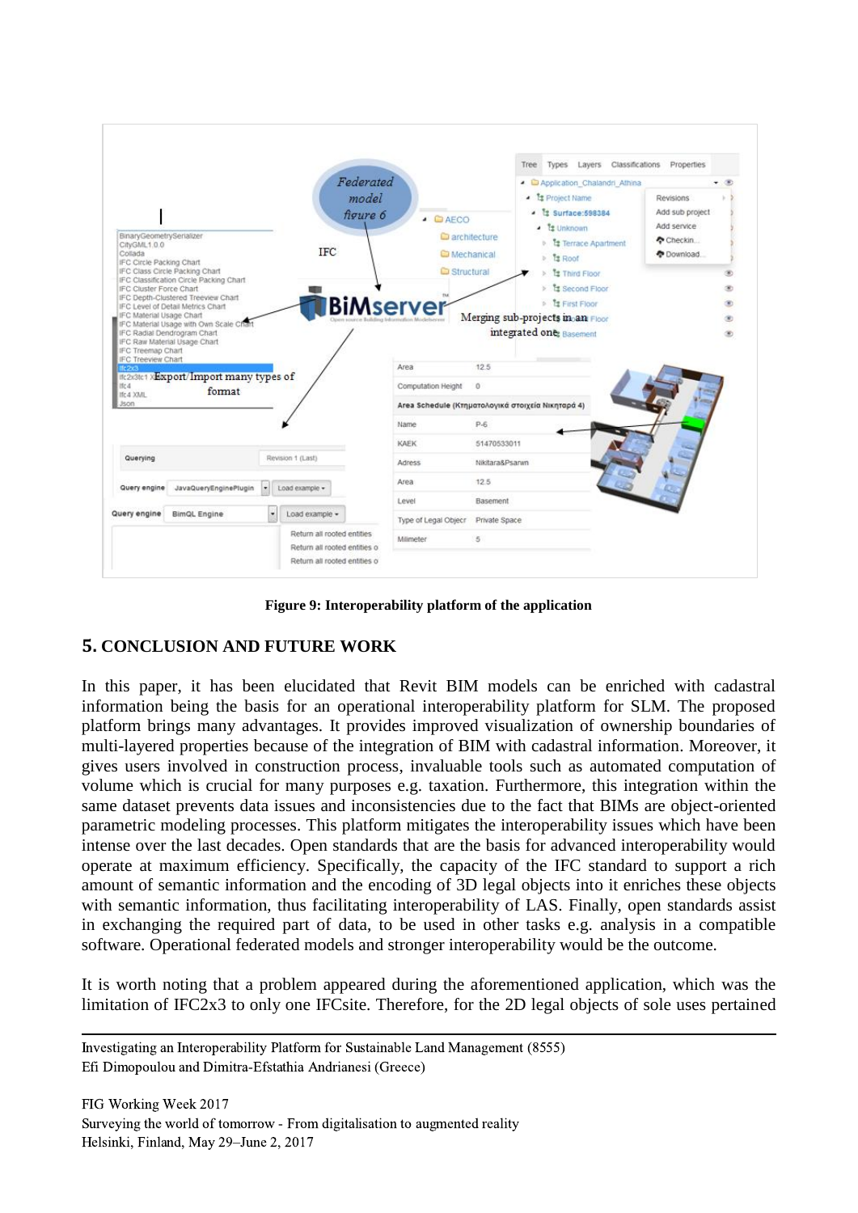**Figure 9: Interoperability platform of the application**

## 5. CONCLUSION AND FUTURE WORK

In this paper, it has been elucidated that Revit BIM models can be enriched with cadastral information being the basis for an operational interoperability platform for SLM. The proposed platform brings many advantages. It provides improved visualization of ownership boundaries of multi-layered properties because of the integration of BIM with cadastral information. Moreover, it gives users involved in construction process, invaluable tools such as automated computation of volume which is crucial for many purposes e.g. taxation. Furthermore, this integration within the same dataset prevents data issues and inconsistencies due to the fact that BIMs are object-oriented parametric modeling processes. This platform mitigates the interoperability issues which have been intense over the last decades. Open standards that are the basis for advanced interoperability would operate at maximum efficiency. Specifically, the capacity of the IFC standard to support a rich amount of semantic information and the encoding of 3D legal objects into it enriches these objects with semantic information, thus facilitating interoperability of LAS. Finally, open standards assist in exchanging the required part of data, to be used in other tasks e.g. analysis in a compatible software. Operational federated models and stronger interoperability would be the outcome.

It is worth noting that a problem appeared during the aforementioned application, which was the limitation of IFC2x3 to only one IFCsite. Therefore, for the 2D legal objects of sole uses pertained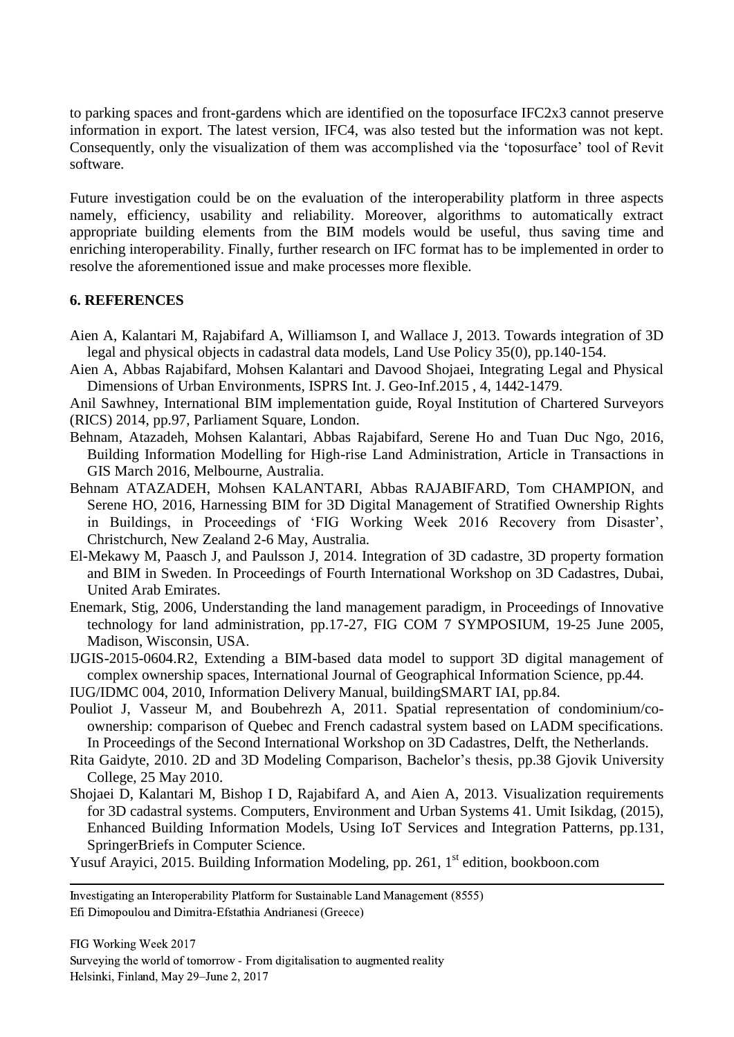to parking spaces and front-gardens which are identified on the toposurface IFC2x3 cannot preserve information in export. The latest version, IFC4, was also tested but the information was not kept. Consequently, only the visualization of them was accomplished via the 'toposurface' tool of Revit software.

Future investigation could be on the evaluation of the interoperability platform in three aspects namely, efficiency, usability and reliability. Moreover, algorithms to automatically extract appropriate building elements from the BIM models would be useful, thus saving time and enriching interoperability. Finally, further research on IFC format has to be implemented in order to resolve the aforementioned issue and make processes more flexible.

## 6. REFERENCES

Aien A, Kalantari M, Rajabifard A, Williamson I, and Wallace J, 2013. Towards integration of 3D legal and physical objects in cadastral data models, Land Use Policy 35(0), pp.140-154.

Aien A, Abbas Rajabifard, Mohsen Kalantari and Davood Shojaei, Integrating Legal and Physical Dimensions of Urban Environments, ISPRS Int. J. Geo-Inf.2015 , 4, 1442-1479.

Anil Sawhney, International BIM implementation guide, Royal Institution of Chartered Surveyors (RICS) 2014, pp.97, Parliament Square, London.

Behnam, Atazadeh, Mohsen Kalantari, Abbas Rajabifard, Serene Ho and Tuan Duc Ngo, 2016, Building Information Modelling for High-rise Land Administration, Article in Transactions in GIS March 2016, Melbourne, Australia.

Behnam ATAZADEH, Mohsen KALANTARI, Abbas RAJABIFARD, Tom CHAMPION, and Serene HO, 2016, Harnessing BIM for 3D Digital Management of Stratified Ownership Rights in Buildings, in Proceedings of 'FIG Working Week 2016 Recovery from Disaster', Christchurch, New Zealand 2-6 May, Australia.

El-Mekawy M, Paasch J, and Paulsson J, 2014. Integration of 3D cadastre, 3D property formation and BIM in Sweden. In Proceedings of Fourth International Workshop on 3D Cadastres, Dubai, United Arab Emirates.

Enemark, Stig, 2006, Understanding the land management paradigm, in Proceedings of Innovative technology for land administration, pp.17-27, FIG COM 7 SYMPOSIUM, 19-25 June 2005, Madison, Wisconsin, USA.

IJGIS-2015-0604.R2, Extending a BIM-based data model to support 3D digital management of complex ownership spaces, International Journal of Geographical Information Science, pp.44.

IUG/IDMC 004, 2010, Information Delivery Manual, buildingSMART IAI, pp.84.

Pouliot J, Vasseur M, and Boubehrezh A, 2011. Spatial representation of condominium/co-ownership: comparison of Quebec and French cadastral system based on LADM specifications. In Proceedings of the Second International Workshop on 3D Cadastres, Delft, the Netherlands.

Rita Gaidyte, 2010. 2D and 3D Modeling Comparison, Bachelor's thesis, pp.38 Gjovik University College, 25 May 2010.

Shojaei D, Kalantari M, Bishop I D, Rajabifard A, and Aien A, 2013. Visualization requirements for 3D cadastral systems. Computers, Environment and Urban Systems 41. Umit Isikdag, (2015), Enhanced Building Information Models, Using IoT Services and Integration Patterns, pp.131, SpringerBriefs in Computer Science.

Yusuf Arayici, 2015. Building Information Modeling, pp. 261, 1st edition, bookboon.com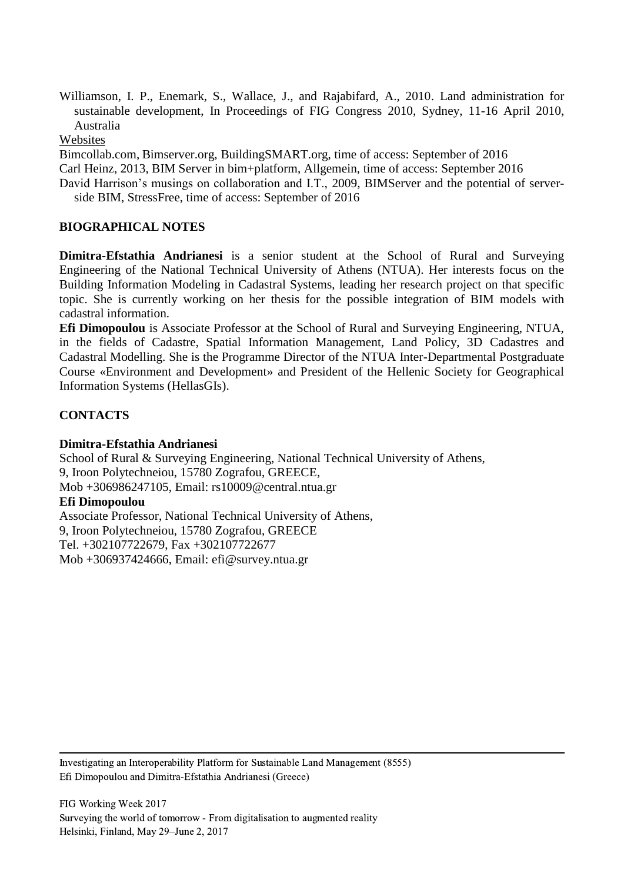Williamson, I. P., Enemark, S., Wallace, J., and Rajabifard, A., 2010. Land administration for sustainable development, In Proceedings of FIG Congress 2010, Sydney, 11-16 April 2010, Australia

Websites

Bimcollab.com, Bimserver.org, BuildingSMART.org, time of access: September of 2016

Carl Heinz, 2013, BIM Server in bim+platform, Allgemein, time of access: September 2016

David Harrison's musings on collaboration and I.T., 2009, BIMServer and the potential of server-side BIM, StressFree, time of access: September of 2016

## BIOGRAPHICAL NOTES

**Dimitra-Efstathia Andrianesi** is a senior student at the School of Rural and Surveying Engineering of the National Technical University of Athens (NTUA). Her interests focus on the Building Information Modeling in Cadastral Systems, leading her research project on that specific topic. She is currently working on her thesis for the possible integration of BIM models with cadastral information.

**Efi Dimopoulou** is Associate Professor at the School of Rural and Surveying Engineering, NTUA, in the fields of Cadastre, Spatial Information Management, Land Policy, 3D Cadastres and Cadastral Modelling. She is the Programme Director of the NTUA Inter-Departmental Postgraduate Course «Environment and Development» and President of the Hellenic Society for Geographical Information Systems (HellasGIs).

## CONTACTS

**Dimitra-Efstathia Andrianesi**
School of Rural & Surveying Engineering, National Technical University of Athens,
9, Iroon Polytechneiou, 15780 Zografou, GREECE,
Mob +306986247105, Email: rs10009@central.ntua.gr

**Efi Dimopoulou**
Associate Professor, National Technical University of Athens,
9, Iroon Polytechneiou, 15780 Zografou, GREECE
Tel. +302107722679, Fax +302107722677
Mob +306937424666, Email: efi@survey.ntua.gr